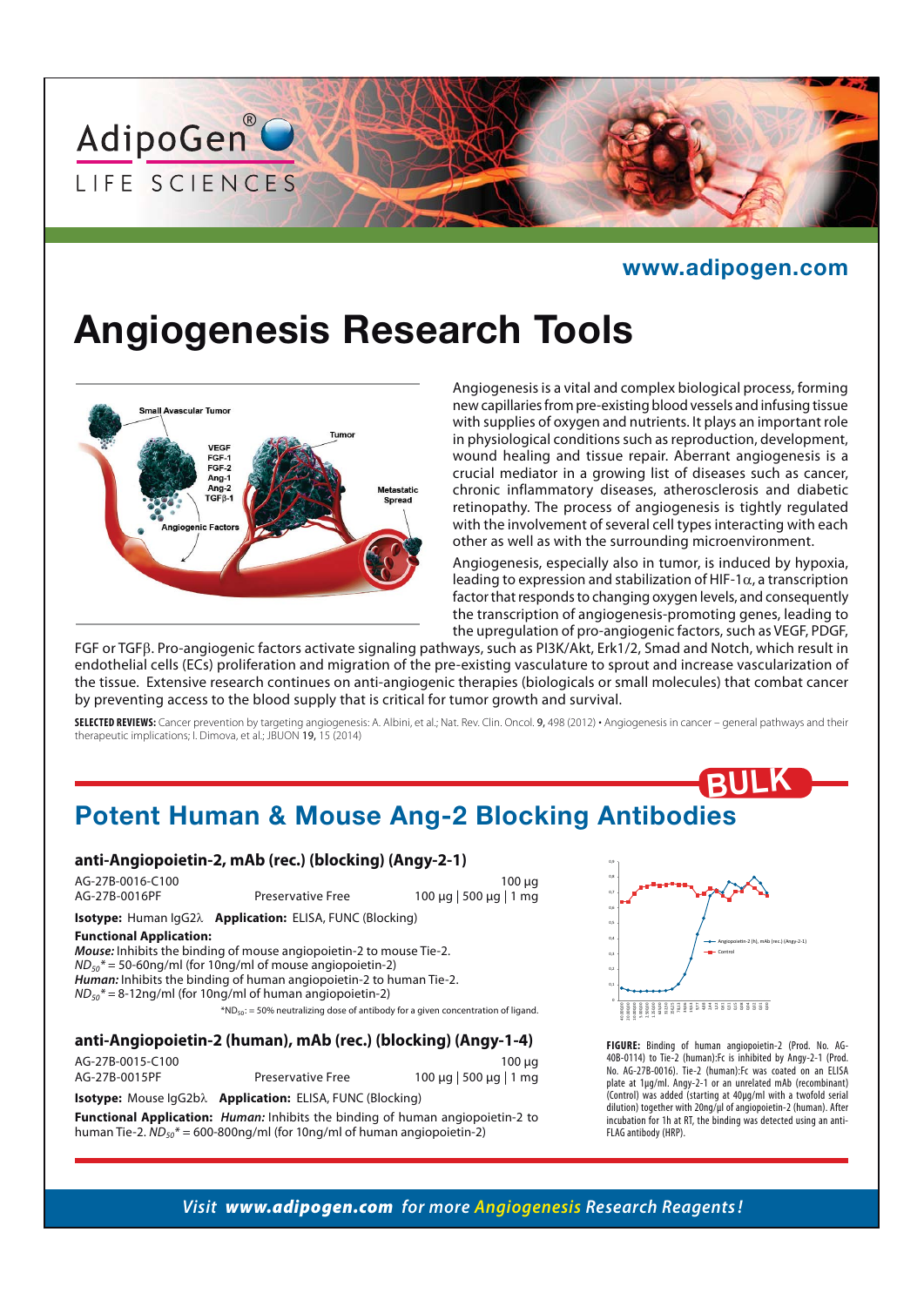AdipoGen® LIFE SCIENCES

www.adipogen.com

# Angiogenesis Research Tools

Angiogenesis is a vital and complex biological process, forming new capillaries from pre-existing blood vessels and infusing tissue with supplies of oxygen and nutrients. It plays an important role in physiological conditions such as reproduction, development, wound healing and tissue repair. Aberrant angiogenesis is a crucial mediator in a growing list of diseases such as cancer, chronic inflammatory diseases, atherosclerosis and diabetic retinopathy. The process of angiogenesis is tightly regulated with the involvement of several cell types interacting with each other as well as with the surrounding microenvironment.

Angiogenesis, especially also in tumor, is induced by hypoxia, leading to expression and stabilization of HIF-1$\alpha$, a transcription factor that responds to changing oxygen levels, and consequently the transcription of angiogenesis-promoting genes, leading to the upregulation of pro-angiogenic factors, such as VEGF, PDGF, FGF or TGF$\beta$. Pro-angiogenic factors activate signaling pathways, such as PI3K/Akt, Erk1/2, Smad and Notch, which result in endothelial cells (ECs) proliferation and migration of the pre-existing vasculature to sprout and increase vascularization of the tissue. Extensive research continues on anti-angiogenic therapies (biologicals or small molecules) that combat cancer by preventing access to the blood supply that is critical for tumor growth and survival.

**SELECTED REVIEWS:** Cancer prevention by targeting angiogenesis: A. Albini, et al.; Nat. Rev. Clin. Oncol. **9**, 498 (2012) • Angiogenesis in cancer – general pathways and their therapeutic implications; I. Dimova, et al.; JBUON **19**, 15 (2014)

BULK

## Potent Human & Mouse Ang-2 Blocking Antibodies

### anti-Angiopoietin-2, mAb (rec.) (blocking) (Angy-2-1)

| | | |
|---|---|---|
| AG-27B-0016-C100 | | 100 µg |
| AG-27B-0016PF | Preservative Free | 100 µg \| 500 µg \| 1 mg |

**Isotype:** Human IgG2λ **Application:** ELISA, FUNC (Blocking)

**Functional Application:**
***Mouse:*** Inhibits the binding of mouse angiopoietin-2 to mouse Tie-2.
$ND_{50}$* = 50-60ng/ml (for 10ng/ml of mouse angiopoietin-2)
***Human:*** Inhibits the binding of human angiopoietin-2 to human Tie-2.
$ND_{50}$* = 8-12ng/ml (for 10ng/ml of human angiopoietin-2)

*$ND_{50}$: = 50% neutralizing dose of antibody for a given concentration of ligand.

### anti-Angiopoietin-2 (human), mAb (rec.) (blocking) (Angy-1-4)

| | | |
|---|---|---|
| AG-27B-0015-C100 | | 100 µg |
| AG-27B-0015PF | Preservative Free | 100 µg \| 500 µg \| 1 mg |

**Isotype:** Mouse IgG2bλ **Application:** ELISA, FUNC (Blocking)

**Functional Application:** *Human:* Inhibits the binding of human angiopoietin-2 to human Tie-2. $ND_{50}$* = 600-800ng/ml (for 10ng/ml of human angiopoietin-2)

**FIGURE:** Binding of human angiopoietin-2 (Prod. No. AG-40B-0114) to Tie-2 (human):Fc is inhibited by Angy-2-1 (Prod. No. AG-27B-0016). Tie-2 (human):Fc was coated on an ELISA plate at 1µg/ml. Angy-2-1 or an unrelated mAb (recombinant) (Control) was added (starting at 40µg/ml with a twofold serial dilution) together with 20ng/µl of angiopoietin-2 (human). After incubation for 1h at RT, the binding was detected using an anti-FLAG antibody (HRP).

*Visit **www.adipogen.com** for more Angiogenesis Research Reagents!*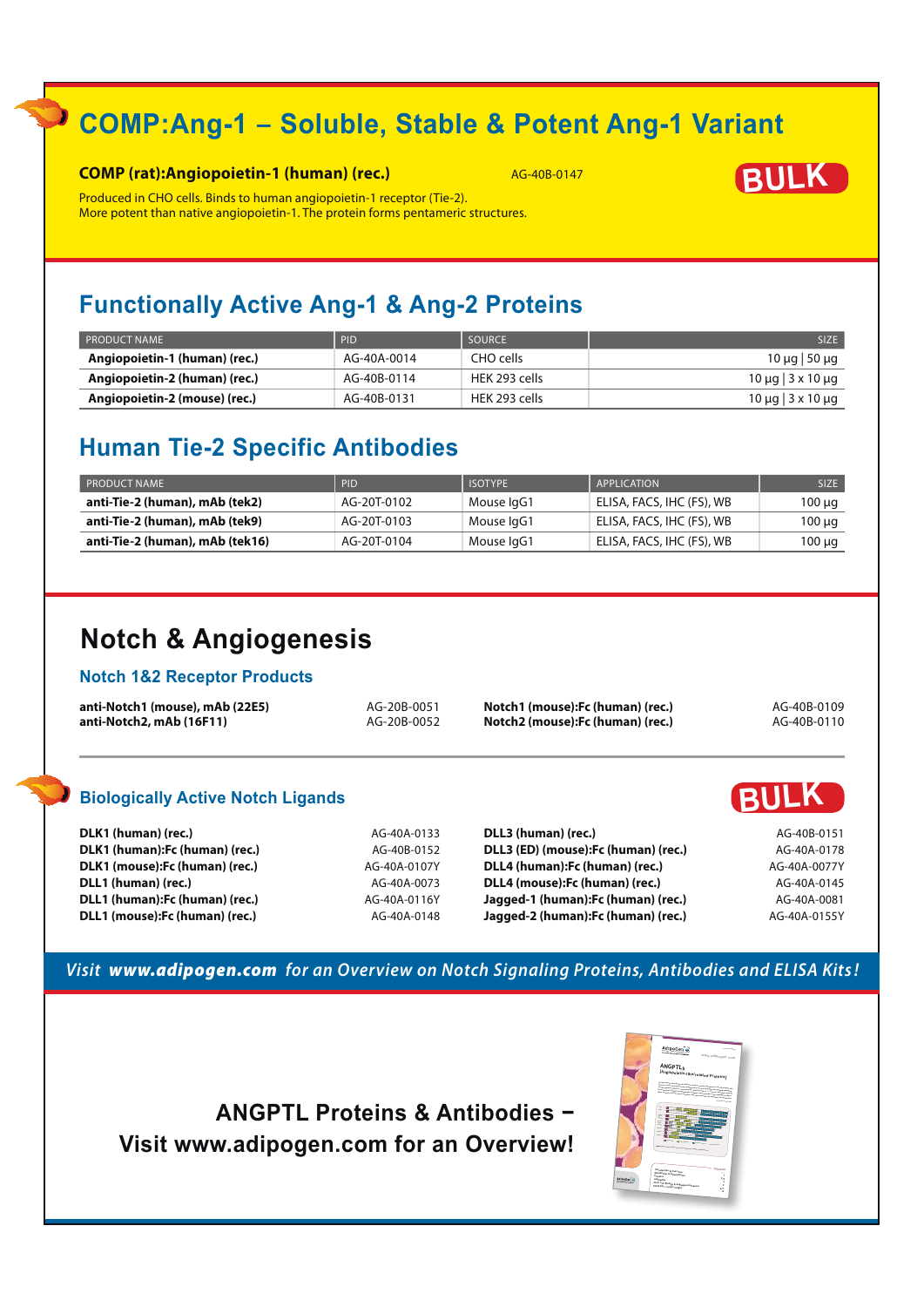# COMP:Ang-1 – Soluble, Stable & Potent Ang-1 Variant

**COMP (rat):Angiopoietin-1 (human) (rec.)** AG-40B-0147

BULK

Produced in CHO cells. Binds to human angiopoietin-1 receptor (Tie-2).
More potent than native angiopoietin-1. The protein forms pentameric structures.

## Functionally Active Ang-1 & Ang-2 Proteins

| PRODUCT NAME | PID | SOURCE | SIZE |
|---|---|---|---|
| **Angiopoietin-1 (human) (rec.)** | AG-40A-0014 | CHO cells | 10 µg \| 50 µg |
| **Angiopoietin-2 (human) (rec.)** | AG-40B-0114 | HEK 293 cells | 10 µg \| 3 x 10 µg |
| **Angiopoietin-2 (mouse) (rec.)** | AG-40B-0131 | HEK 293 cells | 10 µg \| 3 x 10 µg |

## Human Tie-2 Specific Antibodies

| PRODUCT NAME | PID | ISOTYPE | APPLICATION | SIZE |
|---|---|---|---|---|
| **anti-Tie-2 (human), mAb (tek2)** | AG-20T-0102 | Mouse IgG1 | ELISA, FACS, IHC (FS), WB | 100 µg |
| **anti-Tie-2 (human), mAb (tek9)** | AG-20T-0103 | Mouse IgG1 | ELISA, FACS, IHC (FS), WB | 100 µg |
| **anti-Tie-2 (human), mAb (tek16)** | AG-20T-0104 | Mouse IgG1 | ELISA, FACS, IHC (FS), WB | 100 µg |

# Notch & Angiogenesis

### Notch 1&2 Receptor Products

| | | | |
|---|---|---|---|
| **anti-Notch1 (mouse), mAb (22E5)** | AG-20B-0051 | **Notch1 (mouse):Fc (human) (rec.)** | AG-40B-0109 |
| **anti-Notch2, mAb (16F11)** | AG-20B-0052 | **Notch2 (mouse):Fc (human) (rec.)** | AG-40B-0110 |

### Biologically Active Notch Ligands

BULK

| | | | |
|---|---|---|---|
| **DLK1 (human) (rec.)** | AG-40A-0133 | **DLL3 (human) (rec.)** | AG-40B-0151 |
| **DLK1 (human):Fc (human) (rec.)** | AG-40B-0152 | **DLL3 (ED) (mouse):Fc (human) (rec.)** | AG-40A-0178 |
| **DLK1 (mouse):Fc (human) (rec.)** | AG-40A-0107Y | **DLL4 (human):Fc (human) (rec.)** | AG-40A-0077Y |
| **DLL1 (human) (rec.)** | AG-40A-0073 | **DLL4 (mouse):Fc (human) (rec.)** | AG-40A-0145 |
| **DLL1 (human):Fc (human) (rec.)** | AG-40A-0116Y | **Jagged-1 (human):Fc (human) (rec.)** | AG-40A-0081 |
| **DLL1 (mouse):Fc (human) (rec.)** | AG-40A-0148 | **Jagged-2 (human):Fc (human) (rec.)** | AG-40A-0155Y |

*Visit **www.adipogen.com** for an Overview on Notch Signaling Proteins, Antibodies and ELISA Kits!*

**ANGPTL Proteins & Antibodies –**
**Visit www.adipogen.com for an Overview!**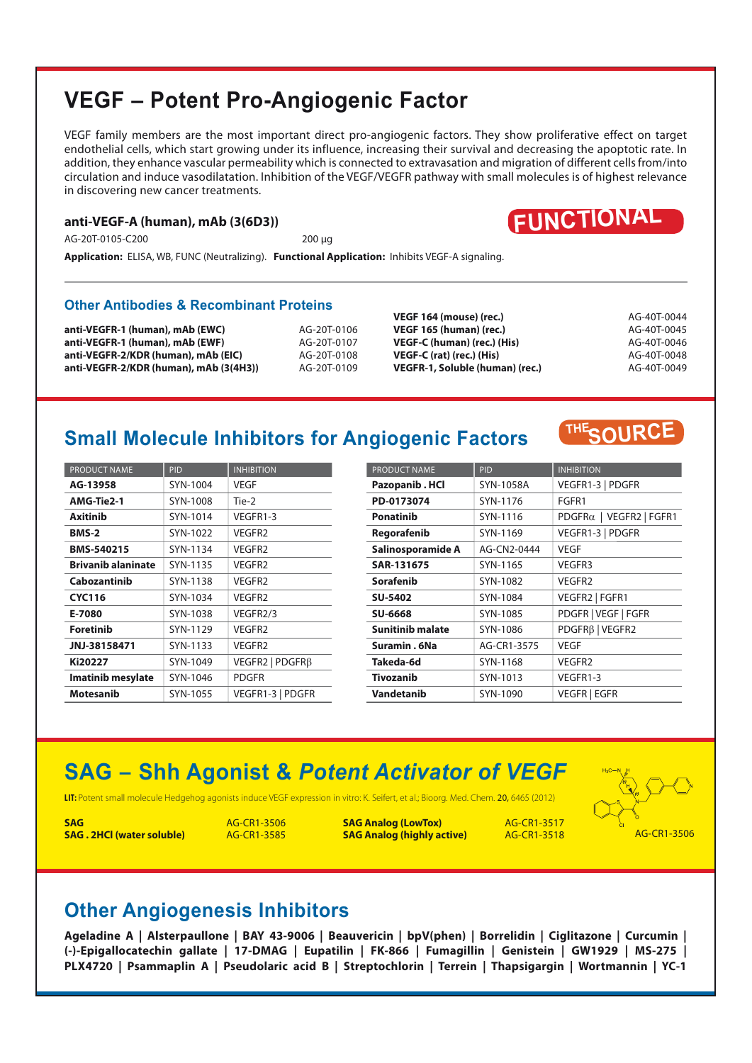# VEGF – Potent Pro-Angiogenic Factor

VEGF family members are the most important direct pro-angiogenic factors. They show proliferative effect on target endothelial cells, which start growing under its influence, increasing their survival and decreasing the apoptotic rate. In addition, they enhance vascular permeability which is connected to extravasation and migration of different cells from/into circulation and induce vasodilatation. Inhibition of the VEGF/VEGFR pathway with small molecules is of highest relevance in discovering new cancer treatments.

**anti-VEGF-A (human), mAb (3(6D3))**

FUNCTIONAL

AG-20T-0105-C200 200 µg

**Application:** ELISA, WB, FUNC (Neutralizing). **Functional Application:** Inhibits VEGF-A signaling.

## Other Antibodies & Recombinant Proteins

| | |
|---|---|
| **anti-VEGFR-1 (human), mAb (EWC)** | AG-20T-0106 |
| **anti-VEGFR-1 (human), mAb (EWF)** | AG-20T-0107 |
| **anti-VEGFR-2/KDR (human), mAb (EIC)** | AG-20T-0108 |
| **anti-VEGFR-2/KDR (human), mAb (3(4H3))** | AG-20T-0109 |
| **VEGF 164 (mouse) (rec.)** | AG-40T-0044 |
| **VEGF 165 (human) (rec.)** | AG-40T-0045 |
| **VEGF-C (human) (rec.) (His)** | AG-40T-0046 |
| **VEGF-C (rat) (rec.) (His)** | AG-40T-0048 |
| **VEGFR-1, Soluble (human) (rec.)** | AG-40T-0049 |

## Small Molecule Inhibitors for Angiogenic Factors

THE SOURCE

| PRODUCT NAME | PID | INHIBITION |
|---|---|---|
| **AG-13958** | SYN-1004 | VEGF |
| **AMG-Tie2-1** | SYN-1008 | Tie-2 |
| **Axitinib** | SYN-1014 | VEGFR1-3 |
| **BMS-2** | SYN-1022 | VEGFR2 |
| **BMS-540215** | SYN-1134 | VEGFR2 |
| **Brivanib alaninate** | SYN-1135 | VEGFR2 |
| **Cabozantinib** | SYN-1138 | VEGFR2 |
| **CYC116** | SYN-1034 | VEGFR2 |
| **E-7080** | SYN-1038 | VEGFR2/3 |
| **Foretinib** | SYN-1129 | VEGFR2 |
| **JNJ-38158471** | SYN-1133 | VEGFR2 |
| **Ki20227** | SYN-1049 | VEGFR2 \| PDGFRβ |
| **Imatinib mesylate** | SYN-1046 | PDGFR |
| **Motesanib** | SYN-1055 | VEGFR1-3 \| PDGFR |
| **Pazopanib . HCl** | SYN-1058A | VEGFR1-3 \| PDGFR |
| **PD-0173074** | SYN-1176 | FGFR1 |
| **Ponatinib** | SYN-1116 | PDGFRα \| VEGFR2 \| FGFR1 |
| **Regorafenib** | SYN-1169 | VEGFR1-3 \| PDGFR |
| **Salinosporamide A** | AG-CN2-0444 | VEGF |
| **SAR-131675** | SYN-1165 | VEGFR3 |
| **Sorafenib** | SYN-1082 | VEGFR2 |
| **SU-5402** | SYN-1084 | VEGFR2 \| FGFR1 |
| **SU-6668** | SYN-1085 | PDGFR \| VEGF \| FGFR |
| **Sunitinib malate** | SYN-1086 | PDGFRβ \| VEGFR2 |
| **Suramin . 6Na** | AG-CR1-3575 | VEGF |
| **Takeda-6d** | SYN-1168 | VEGFR2 |
| **Tivozanib** | SYN-1013 | VEGFR1-3 |
| **Vandetanib** | SYN-1090 | VEGFR \| EGFR |

## SAG – Shh Agonist & *Potent Activator of VEGF*

**LIT:** Potent small molecule Hedgehog agonists induce VEGF expression in vitro: K. Seifert, et al.; Bioorg. Med. Chem. **20**, 6465 (2012)

| | |
|---|---|
| **SAG** | AG-CR1-3506 |
| **SAG . 2HCl (water soluble)** | AG-CR1-3585 |
| **SAG Analog (LowTox)** | AG-CR1-3517 |
| **SAG Analog (highly active)** | AG-CR1-3518 |

AG-CR1-3506

## Other Angiogenesis Inhibitors

**Ageladine A | Alsterpaullone | BAY 43-9006 | Beauvericin | bpV(phen) | Borrelidin | Ciglitazone | Curcumin | (-)-Epigallocatechin gallate | 17-DMAG | Eupatilin | FK-866 | Fumagillin | Genistein | GW1929 | MS-275 | PLX4720 | Psammaplin A | Pseudolaric acid B | Streptochlorin | Terrein | Thapsigargin | Wortmannin | YC-1**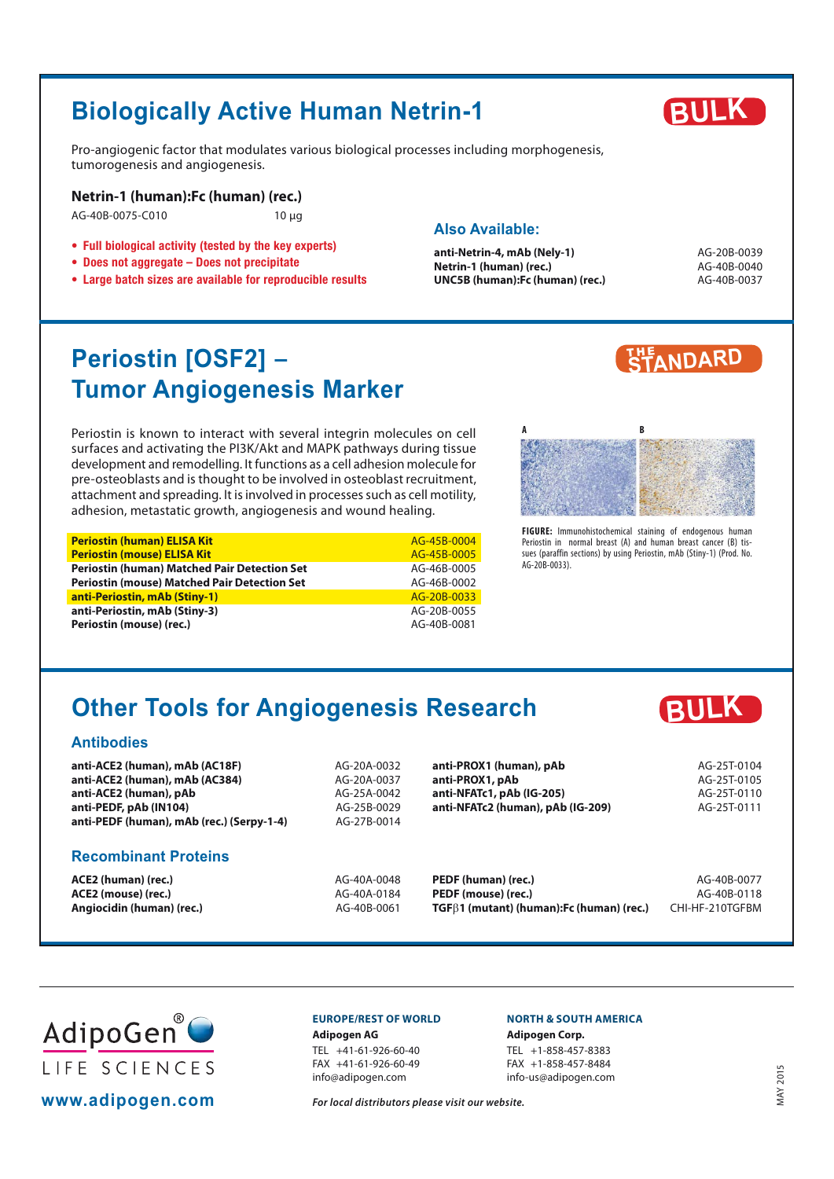# Biologically Active Human Netrin-1

BULK

Pro-angiogenic factor that modulates various biological processes including morphogenesis, tumorogenesis and angiogenesis.

**Netrin-1 (human):Fc (human) (rec.)**

AG-40B-0075-C010 10 µg

- **Full biological activity (tested by the key experts)**
- **Does not aggregate – Does not precipitate**
- **Large batch sizes are available for reproducible results**

### Also Available:

| | |
|---|---|
| **anti-Netrin-4, mAb (Nely-1)** | AG-20B-0039 |
| **Netrin-1 (human) (rec.)** | AG-40B-0040 |
| **UNC5B (human):Fc (human) (rec.)** | AG-40B-0037 |

# Periostin [OSF2] – Tumor Angiogenesis Marker

THE STANDARD

Periostin is known to interact with several integrin molecules on cell surfaces and activating the PI3K/Akt and MAPK pathways during tissue development and remodelling. It functions as a cell adhesion molecule for pre-osteoblasts and is thought to be involved in osteoblast recruitment, attachment and spreading. It is involved in processes such as cell motility, adhesion, metastatic growth, angiogenesis and wound healing.

| | |
|---|---|
| **Periostin (human) ELISA Kit** | AG-45B-0004 |
| **Periostin (mouse) ELISA Kit** | AG-45B-0005 |
| **Periostin (human) Matched Pair Detection Set** | AG-46B-0005 |
| **Periostin (mouse) Matched Pair Detection Set** | AG-46B-0002 |
| **anti-Periostin, mAb (Stiny-1)** | AG-20B-0033 |
| **anti-Periostin, mAb (Stiny-3)** | AG-20B-0055 |
| **Periostin (mouse) (rec.)** | AG-40B-0081 |

A B

**FIGURE:** Immunohistochemical staining of endogenous human Periostin in normal breast (A) and human breast cancer (B) tissues (paraffin sections) by using Periostin, mAb (Stiny-1) (Prod. No. AG-20B-0033).

# Other Tools for Angiogenesis Research

BULK

## Antibodies

| | |
|---|---|
| **anti-ACE2 (human), mAb (AC18F)** | AG-20A-0032 |
| **anti-ACE2 (human), mAb (AC384)** | AG-20A-0037 |
| **anti-ACE2 (human), pAb** | AG-25A-0042 |
| **anti-PEDF, pAb (IN104)** | AG-25B-0029 |
| **anti-PEDF (human), mAb (rec.) (Serpy-1-4)** | AG-27B-0014 |
| **anti-PROX1 (human), pAb** | AG-25T-0104 |
| **anti-PROX1, pAb** | AG-25T-0105 |
| **anti-NFATc1, pAb (IG-205)** | AG-25T-0110 |
| **anti-NFATc2 (human), pAb (IG-209)** | AG-25T-0111 |

## Recombinant Proteins

| | |
|---|---|
| **ACE2 (human) (rec.)** | AG-40A-0048 |
| **ACE2 (mouse) (rec.)** | AG-40A-0184 |
| **Angiocidin (human) (rec.)** | AG-40B-0061 |
| **PEDF (human) (rec.)** | AG-40B-0077 |
| **PEDF (mouse) (rec.)** | AG-40B-0118 |
| **TGFβ1 (mutant) (human):Fc (human) (rec.)** | CHI-HF-210TGFBM |

AdipoGen® LIFE SCIENCES

**www.adipogen.com**

**EUROPE/REST OF WORLD**
**Adipogen AG**
TEL +41-61-926-60-40
FAX +41-61-926-60-49
info@adipogen.com

**NORTH & SOUTH AMERICA**
**Adipogen Corp.**
TEL +1-858-457-8383
FAX +1-858-457-8484
info-us@adipogen.com

*For local distributors please visit our website.*

MAY 2015